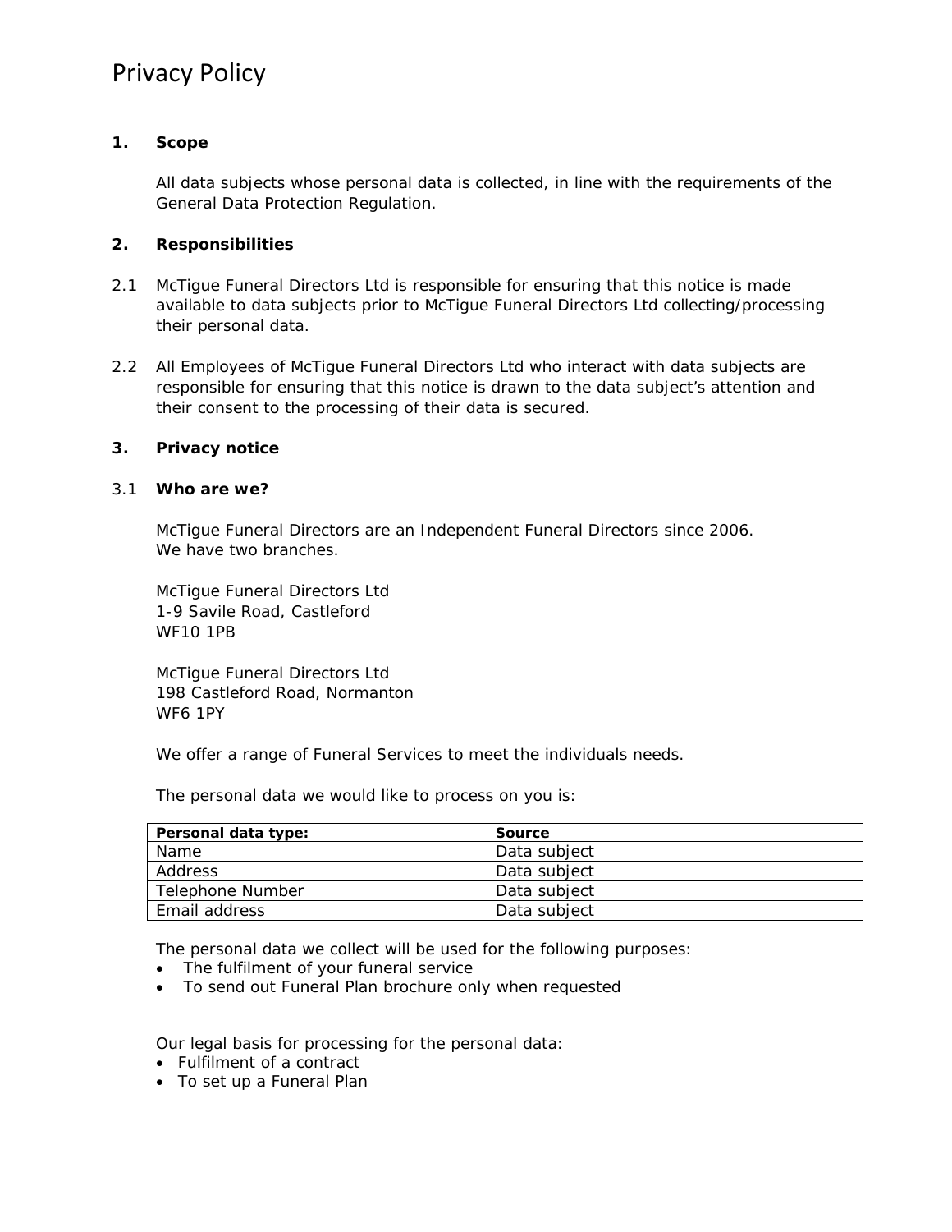# Privacy Policy

## 1. Scope

All data subjects whose personal data is collected, in line with the requirements of the General Data Protection Regulation.

## 2. Responsibilities

2.1 McTigue Funeral Directors Ltd is responsible for ensuring that this notice is made available to data subjects prior to McTigue Funeral Directors Ltd collecting/processing their personal data.

2.2 All Employees of McTigue Funeral Directors Ltd who interact with data subjects are responsible for ensuring that this notice is drawn to the data subject's attention and their consent to the processing of their data is secured.

## 3. Privacy notice

### 3.1 Who are we?

McTigue Funeral Directors are an Independent Funeral Directors since 2006.
We have two branches.

McTigue Funeral Directors Ltd
1-9 Savile Road, Castleford
WF10 1PB

McTigue Funeral Directors Ltd
198 Castleford Road, Normanton
WF6 1PY

We offer a range of Funeral Services to meet the individuals needs.

The personal data we would like to process on you is:

| Personal data type: | Source |
|---|---|
| Name | Data subject |
| Address | Data subject |
| Telephone Number | Data subject |
| Email address | Data subject |

The personal data we collect will be used for the following purposes:

- The fulfilment of your funeral service
- To send out Funeral Plan brochure only when requested

Our legal basis for processing for the personal data:

- Fulfilment of a contract
- To set up a Funeral Plan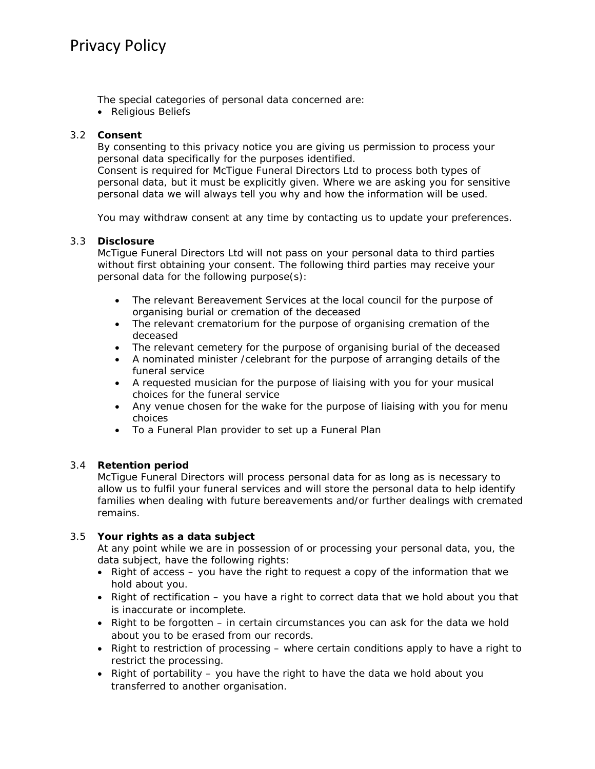The special categories of personal data concerned are:

- Religious Beliefs

3.2 **Consent**

By consenting to this privacy notice you are giving us permission to process your personal data specifically for the purposes identified.
Consent is required for McTigue Funeral Directors Ltd to process both types of personal data, but it must be explicitly given. Where we are asking you for sensitive personal data we will always tell you why and how the information will be used.

You may withdraw consent at any time by contacting us to update your preferences.

3.3 **Disclosure**

McTigue Funeral Directors Ltd will not pass on your personal data to third parties without first obtaining your consent. The following third parties may receive your personal data for the following purpose(s):

- The relevant Bereavement Services at the local council for the purpose of organising burial or cremation of the deceased
- The relevant crematorium for the purpose of organising cremation of the deceased
- The relevant cemetery for the purpose of organising burial of the deceased
- A nominated minister /celebrant for the purpose of arranging details of the funeral service
- A requested musician for the purpose of liaising with you for your musical choices for the funeral service
- Any venue chosen for the wake for the purpose of liaising with you for menu choices
- To a Funeral Plan provider to set up a Funeral Plan

3.4 **Retention period**

McTigue Funeral Directors will process personal data for as long as is necessary to allow us to fulfil your funeral services and will store the personal data to help identify families when dealing with future bereavements and/or further dealings with cremated remains.

3.5 **Your rights as a data subject**

At any point while we are in possession of or processing your personal data, you, the data subject, have the following rights:

- Right of access – you have the right to request a copy of the information that we hold about you.
- Right of rectification – you have a right to correct data that we hold about you that is inaccurate or incomplete.
- Right to be forgotten – in certain circumstances you can ask for the data we hold about you to be erased from our records.
- Right to restriction of processing – where certain conditions apply to have a right to restrict the processing.
- Right of portability – you have the right to have the data we hold about you transferred to another organisation.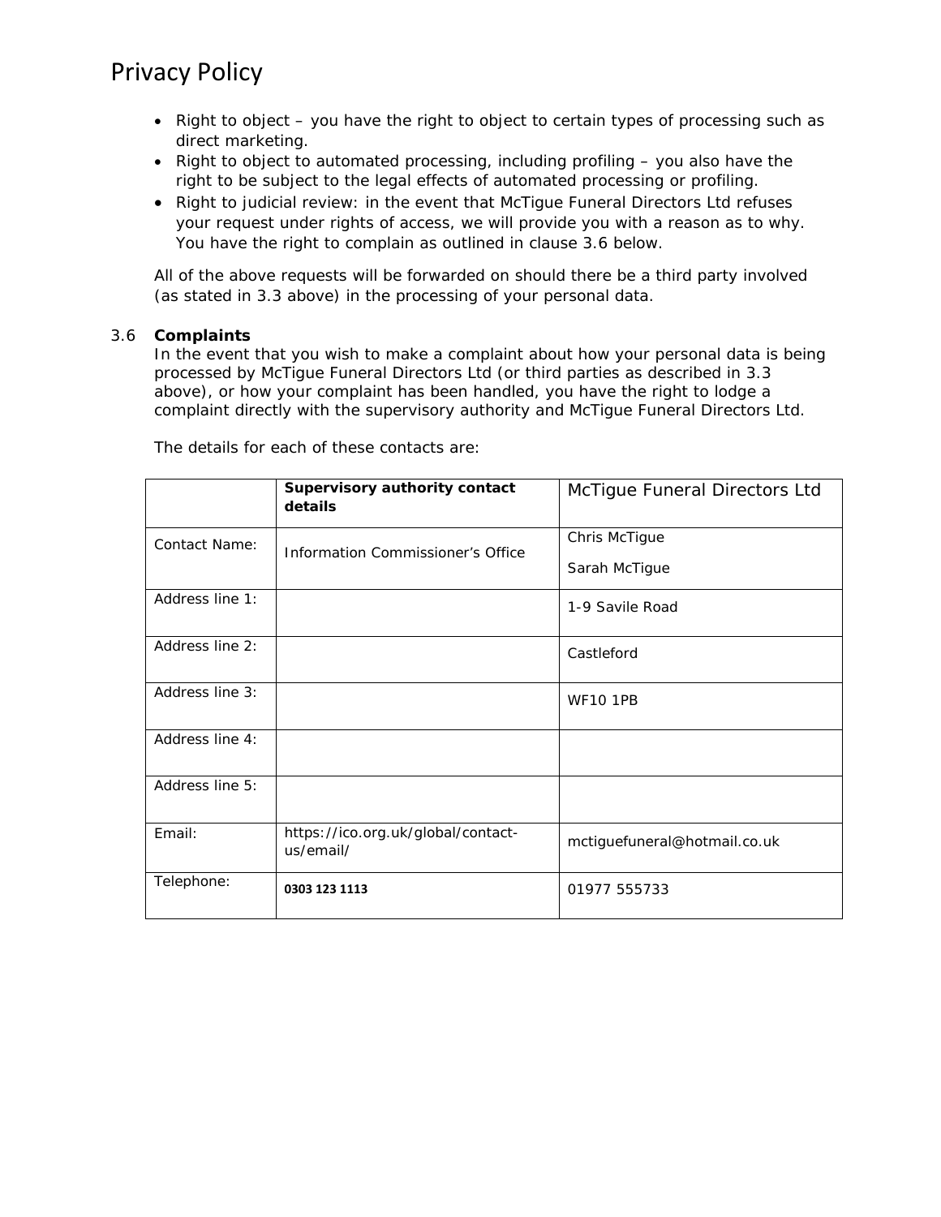- Right to object – you have the right to object to certain types of processing such as direct marketing.
- Right to object to automated processing, including profiling – you also have the right to be subject to the legal effects of automated processing or profiling.
- Right to judicial review: in the event that McTigue Funeral Directors Ltd refuses your request under rights of access, we will provide you with a reason as to why. You have the right to complain as outlined in clause 3.6 below.

All of the above requests will be forwarded on should there be a third party involved (as stated in 3.3 above) in the processing of your personal data.

3.6 **Complaints**

In the event that you wish to make a complaint about how your personal data is being processed by McTigue Funeral Directors Ltd (or third parties as described in 3.3 above), or how your complaint has been handled, you have the right to lodge a complaint directly with the supervisory authority and McTigue Funeral Directors Ltd.

The details for each of these contacts are:

| | **Supervisory authority contact details** | McTigue Funeral Directors Ltd |
|---|---|---|
| Contact Name: | Information Commissioner's Office | Chris McTigue<br>Sarah McTigue |
| Address line 1: | | 1-9 Savile Road |
| Address line 2: | | Castleford |
| Address line 3: | | WF10 1PB |
| Address line 4: | | |
| Address line 5: | | |
| Email: | https://ico.org.uk/global/contact-us/email/ | mctiguefuneral@hotmail.co.uk |
| Telephone: | 0303 123 1113 | 01977 555733 |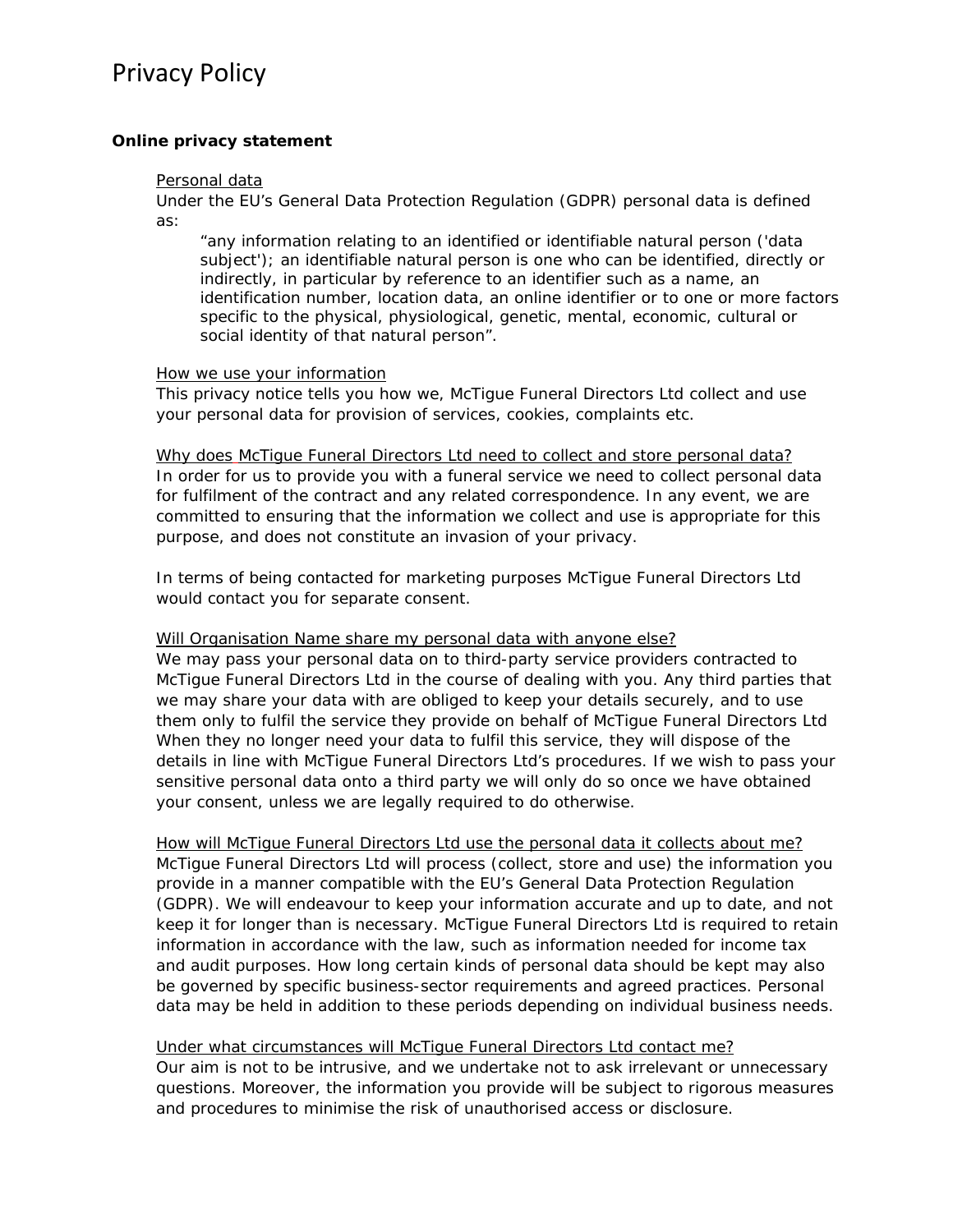# Privacy Policy

**Online privacy statement**

Personal data

Under the EU's General Data Protection Regulation (GDPR) personal data is defined as:

> "any information relating to an identified or identifiable natural person ('data subject'); an identifiable natural person is one who can be identified, directly or indirectly, in particular by reference to an identifier such as a name, an identification number, location data, an online identifier or to one or more factors specific to the physical, physiological, genetic, mental, economic, cultural or social identity of that natural person".

How we use your information

This privacy notice tells you how we, McTigue Funeral Directors Ltd collect and use your personal data for provision of services, cookies, complaints etc.

Why does McTigue Funeral Directors Ltd need to collect and store personal data?

In order for us to provide you with a funeral service we need to collect personal data for fulfilment of the contract and any related correspondence. In any event, we are committed to ensuring that the information we collect and use is appropriate for this purpose, and does not constitute an invasion of your privacy.

In terms of being contacted for marketing purposes McTigue Funeral Directors Ltd would contact you for separate consent.

Will Organisation Name share my personal data with anyone else?

We may pass your personal data on to third-party service providers contracted to McTigue Funeral Directors Ltd in the course of dealing with you. Any third parties that we may share your data with are obliged to keep your details securely, and to use them only to fulfil the service they provide on behalf of McTigue Funeral Directors Ltd When they no longer need your data to fulfil this service, they will dispose of the details in line with McTigue Funeral Directors Ltd's procedures. If we wish to pass your sensitive personal data onto a third party we will only do so once we have obtained your consent, unless we are legally required to do otherwise.

How will McTigue Funeral Directors Ltd use the personal data it collects about me?

McTigue Funeral Directors Ltd will process (collect, store and use) the information you provide in a manner compatible with the EU's General Data Protection Regulation (GDPR). We will endeavour to keep your information accurate and up to date, and not keep it for longer than is necessary. McTigue Funeral Directors Ltd is required to retain information in accordance with the law, such as information needed for income tax and audit purposes. How long certain kinds of personal data should be kept may also be governed by specific business-sector requirements and agreed practices. Personal data may be held in addition to these periods depending on individual business needs.

Under what circumstances will McTigue Funeral Directors Ltd contact me?

Our aim is not to be intrusive, and we undertake not to ask irrelevant or unnecessary questions. Moreover, the information you provide will be subject to rigorous measures and procedures to minimise the risk of unauthorised access or disclosure.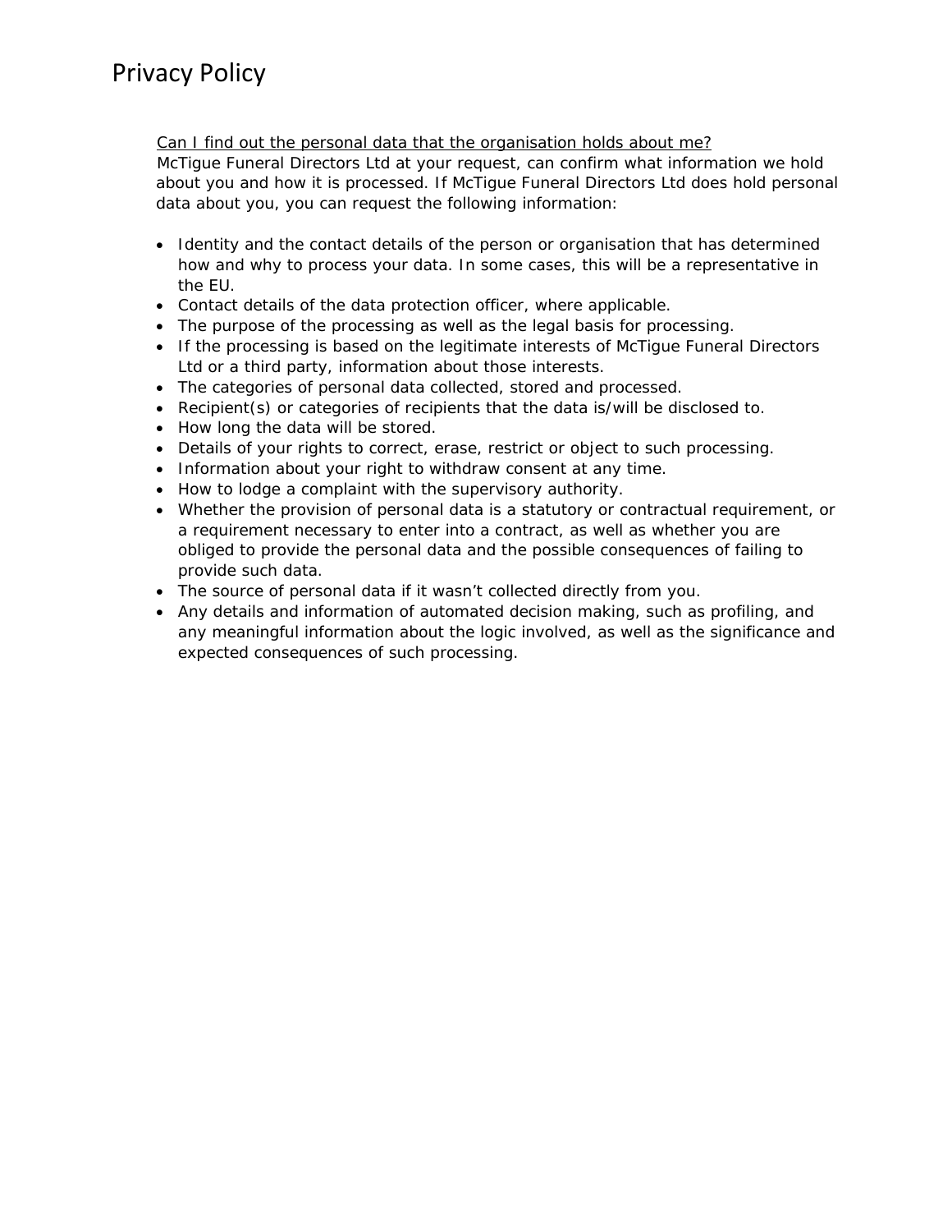# Privacy Policy

Can I find out the personal data that the organisation holds about me?

McTigue Funeral Directors Ltd at your request, can confirm what information we hold about you and how it is processed. If McTigue Funeral Directors Ltd does hold personal data about you, you can request the following information:

- Identity and the contact details of the person or organisation that has determined how and why to process your data. In some cases, this will be a representative in the EU.
- Contact details of the data protection officer, where applicable.
- The purpose of the processing as well as the legal basis for processing.
- If the processing is based on the legitimate interests of McTigue Funeral Directors Ltd or a third party, information about those interests.
- The categories of personal data collected, stored and processed.
- Recipient(s) or categories of recipients that the data is/will be disclosed to.
- How long the data will be stored.
- Details of your rights to correct, erase, restrict or object to such processing.
- Information about your right to withdraw consent at any time.
- How to lodge a complaint with the supervisory authority.
- Whether the provision of personal data is a statutory or contractual requirement, or a requirement necessary to enter into a contract, as well as whether you are obliged to provide the personal data and the possible consequences of failing to provide such data.
- The source of personal data if it wasn't collected directly from you.
- Any details and information of automated decision making, such as profiling, and any meaningful information about the logic involved, as well as the significance and expected consequences of such processing.